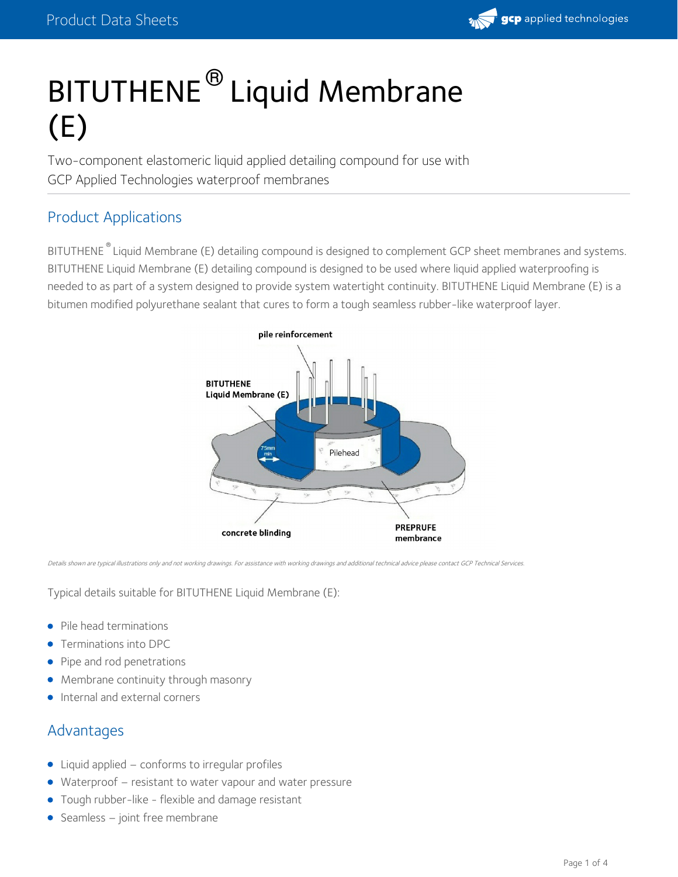# BITUTHENE® Liquid Membrane (E)

Two-component elastomeric liquid applied detailing compound for use with GCP Applied Technologies waterproof membranes

## Product Applications

BITUTHENE® Liquid Membrane (E) detailing compound is designed to complement GCP sheet membranes and systems. BITUTHENE Liquid Membrane (E) detailing compound is designed to be used where liquid applied waterproofing is needed to as part of a system designed to provide system watertight continuity. BITUTHENE Liquid Membrane (E) is a bitumen modified polyurethane sealant that cures to form a tough seamless rubber-like waterproof layer.

*Details shown are typical illustrations only and not working drawings. For assistance with working drawings and additional technical advice please contact GCP Technical Services.*

Typical details suitable for BITUTHENE Liquid Membrane (E):

- Pile head terminations
- Terminations into DPC
- Pipe and rod penetrations
- Membrane continuity through masonry
- Internal and external corners

## Advantages

- Liquid applied – conforms to irregular profiles
- Waterproof – resistant to water vapour and water pressure
- Tough rubber-like - flexible and damage resistant
- Seamless – joint free membrane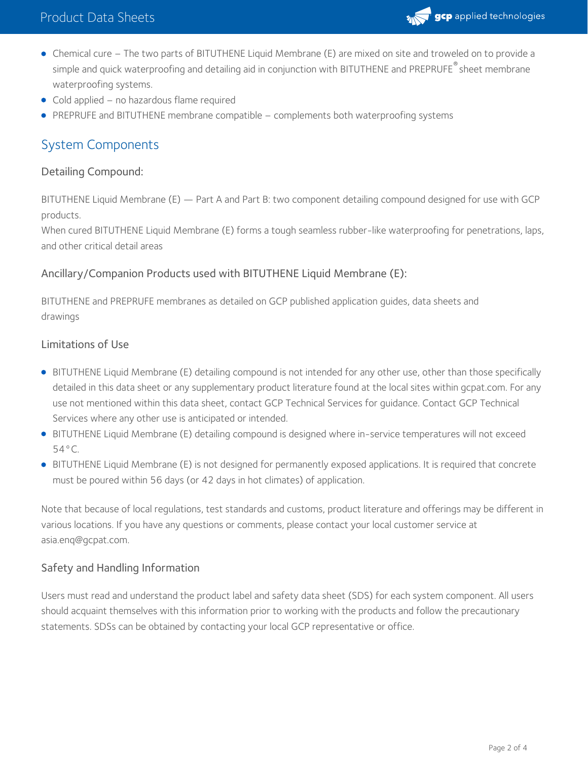- Chemical cure – The two parts of BITUTHENE Liquid Membrane (E) are mixed on site and troweled on to provide a simple and quick waterproofing and detailing aid in conjunction with BITUTHENE and PREPRUFE® sheet membrane waterproofing systems.
- Cold applied – no hazardous flame required
- PREPRUFE and BITUTHENE membrane compatible – complements both waterproofing systems

## System Components

### Detailing Compound:

BITUTHENE Liquid Membrane (E) — Part A and Part B: two component detailing compound designed for use with GCP products.
When cured BITUTHENE Liquid Membrane (E) forms a tough seamless rubber-like waterproofing for penetrations, laps, and other critical detail areas

### Ancillary/Companion Products used with BITUTHENE Liquid Membrane (E):

BITUTHENE and PREPRUFE membranes as detailed on GCP published application guides, data sheets and drawings

### Limitations of Use

- BITUTHENE Liquid Membrane (E) detailing compound is not intended for any other use, other than those specifically detailed in this data sheet or any supplementary product literature found at the local sites within gcpat.com. For any use not mentioned within this data sheet, contact GCP Technical Services for guidance. Contact GCP Technical Services where any other use is anticipated or intended.
- BITUTHENE Liquid Membrane (E) detailing compound is designed where in-service temperatures will not exceed 54°C.
- BITUTHENE Liquid Membrane (E) is not designed for permanently exposed applications. It is required that concrete must be poured within 56 days (or 42 days in hot climates) of application.

Note that because of local regulations, test standards and customs, product literature and offerings may be different in various locations. If you have any questions or comments, please contact your local customer service at asia.enq@gcpat.com.

### Safety and Handling Information

Users must read and understand the product label and safety data sheet (SDS) for each system component. All users should acquaint themselves with this information prior to working with the products and follow the precautionary statements. SDSs can be obtained by contacting your local GCP representative or office.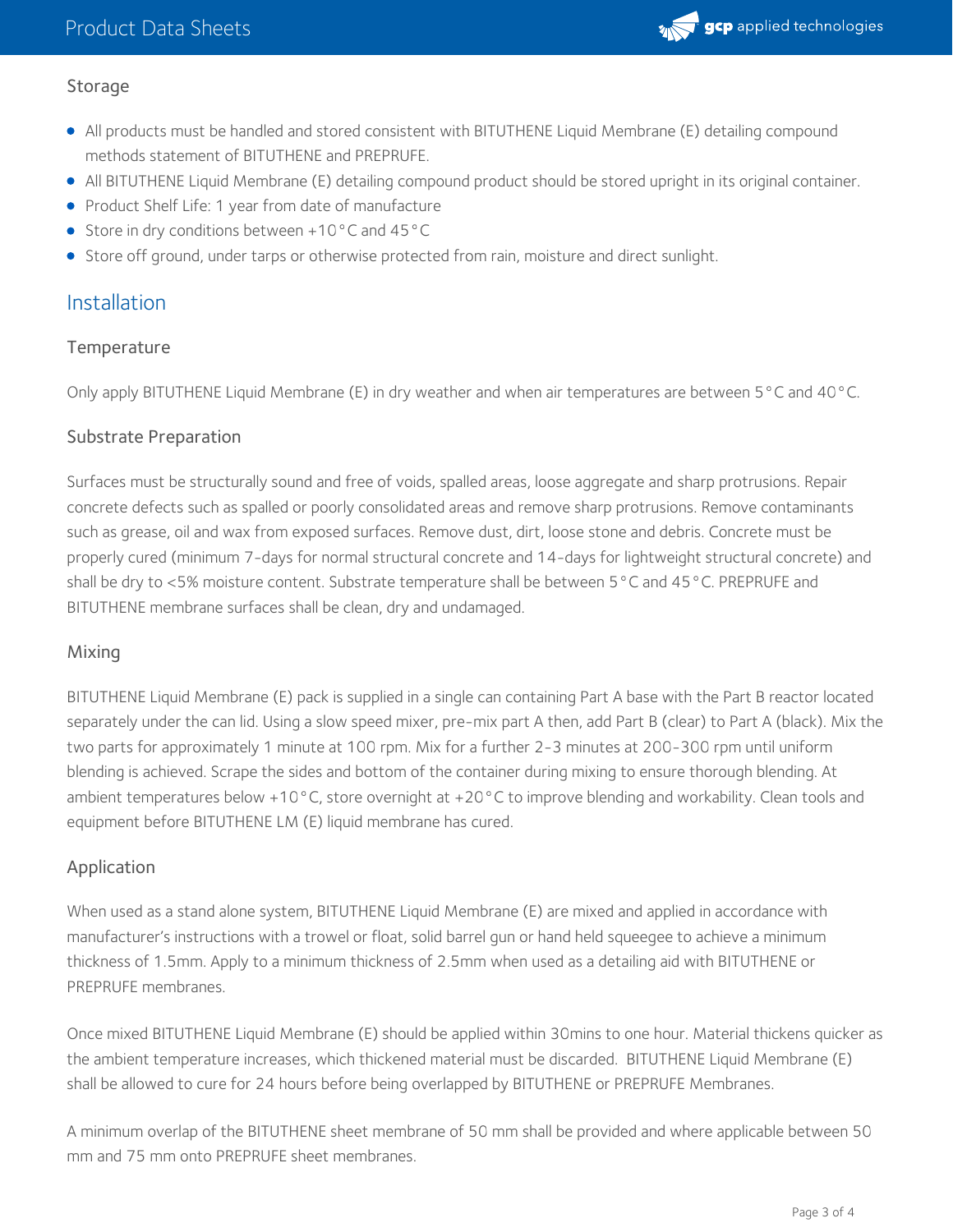### Storage

- All products must be handled and stored consistent with BITUTHENE Liquid Membrane (E) detailing compound methods statement of BITUTHENE and PREPRUFE.
- All BITUTHENE Liquid Membrane (E) detailing compound product should be stored upright in its original container.
- Product Shelf Life: 1 year from date of manufacture
- Store in dry conditions between +10°C and 45°C
- Store off ground, under tarps or otherwise protected from rain, moisture and direct sunlight.

## Installation

### Temperature

Only apply BITUTHENE Liquid Membrane (E) in dry weather and when air temperatures are between 5°C and 40°C.

### Substrate Preparation

Surfaces must be structurally sound and free of voids, spalled areas, loose aggregate and sharp protrusions. Repair concrete defects such as spalled or poorly consolidated areas and remove sharp protrusions. Remove contaminants such as grease, oil and wax from exposed surfaces. Remove dust, dirt, loose stone and debris. Concrete must be properly cured (minimum 7-days for normal structural concrete and 14-days for lightweight structural concrete) and shall be dry to <5% moisture content. Substrate temperature shall be between 5°C and 45°C. PREPRUFE and BITUTHENE membrane surfaces shall be clean, dry and undamaged.

### Mixing

BITUTHENE Liquid Membrane (E) pack is supplied in a single can containing Part A base with the Part B reactor located separately under the can lid. Using a slow speed mixer, pre-mix part A then, add Part B (clear) to Part A (black). Mix the two parts for approximately 1 minute at 100 rpm. Mix for a further 2-3 minutes at 200-300 rpm until uniform blending is achieved. Scrape the sides and bottom of the container during mixing to ensure thorough blending. At ambient temperatures below +10°C, store overnight at +20°C to improve blending and workability. Clean tools and equipment before BITUTHENE LM (E) liquid membrane has cured.

### Application

When used as a stand alone system, BITUTHENE Liquid Membrane (E) are mixed and applied in accordance with manufacturer's instructions with a trowel or float, solid barrel gun or hand held squeegee to achieve a minimum thickness of 1.5mm. Apply to a minimum thickness of 2.5mm when used as a detailing aid with BITUTHENE or PREPRUFE membranes.

Once mixed BITUTHENE Liquid Membrane (E) should be applied within 30mins to one hour. Material thickens quicker as the ambient temperature increases, which thickened material must be discarded. BITUTHENE Liquid Membrane (E) shall be allowed to cure for 24 hours before being overlapped by BITUTHENE or PREPRUFE Membranes.

A minimum overlap of the BITUTHENE sheet membrane of 50 mm shall be provided and where applicable between 50 mm and 75 mm onto PREPRUFE sheet membranes.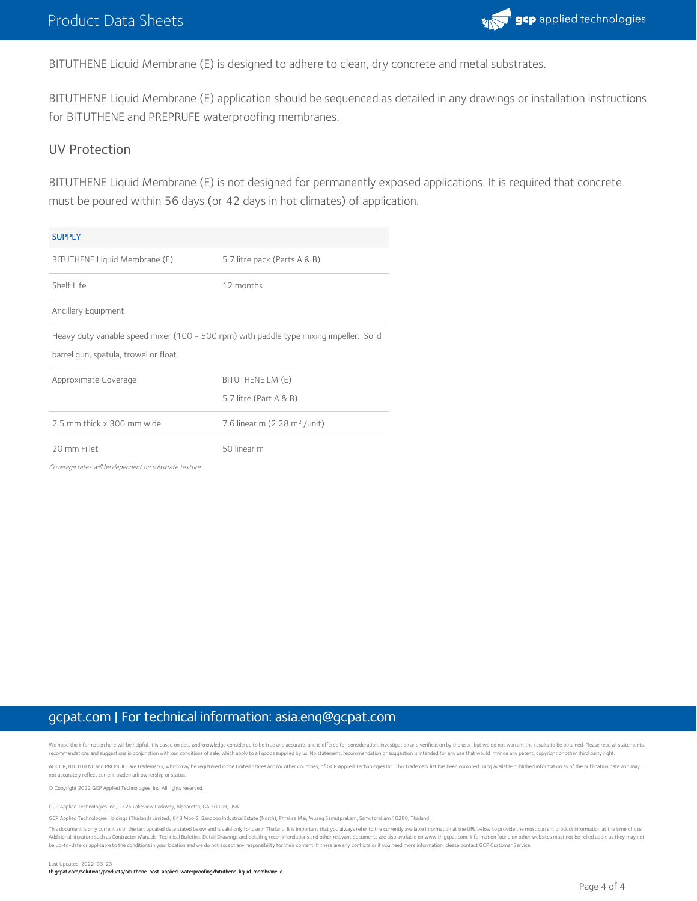BITUTHENE Liquid Membrane (E) is designed to adhere to clean, dry concrete and metal substrates.

BITUTHENE Liquid Membrane (E) application should be sequenced as detailed in any drawings or installation instructions for BITUTHENE and PREPRUFE waterproofing membranes.

## UV Protection

BITUTHENE Liquid Membrane (E) is not designed for permanently exposed applications. It is required that concrete must be poured within 56 days (or 42 days in hot climates) of application.

| SUPPLY | |
|---|---|
| BITUTHENE Liquid Membrane (E) | 5.7 litre pack (Parts A & B) |
| Shelf Life | 12 months |
| Ancillary Equipment | |
| Heavy duty variable speed mixer (100 - 500 rpm) with paddle type mixing impeller. Solid barrel gun, spatula, trowel or float. | |
| Approximate Coverage | BITUTHENE LM (E) 5.7 litre (Part A & B) |
| 2.5 mm thick x 300 mm wide | 7.6 linear m (2.28 m² /unit) |
| 20 mm Fillet | 50 linear m |

*Coverage rates will be dependent on substrate texture.*

gcpat.com | For technical information: asia.enq@gcpat.com

We hope the information here will be helpful. It is based on data and knowledge considered to be true and accurate, and is offered for consideration, investigation and verification by the user, but we do not warrant the results to be obtained. Please read all statements, recommendations and suggestions in conjunction with our conditions of sale, which apply to all goods supplied by us. No statement, recommendation or suggestion is intended for any use that would infringe any patent, copyright or other third party right.

ADCOR, BITUTHENE and PREPRUFE are trademarks, which may be registered in the United States and/or other countries, of GCP Applied Technologies Inc. This trademark list has been compiled using available published information as of the publication date and may not accurately reflect current trademark ownership or status.

© Copyright 2022 GCP Applied Technologies, Inc. All rights reserved.

GCP Applied Technologies Inc., 2325 Lakeview Parkway, Alpharetta, GA 30009, USA

GCP Applied Technologies Holdings (Thailand) Limited., 848 Moo 2, Bangpoo Industrial Estate (North), Phraksa Mai, Muang Samutprakarn, Samutprakarn 10280, Thailand

This document is only current as of the last updated date stated below and is valid only for use in Thailand. It is important that you always refer to the currently available information at the URL below to provide the most current product information at the time of use. Additional literature such as Contractor Manuals, Technical Bulletins, Detail Drawings and detailing recommendations and other relevant documents are also available on www.th.gcpat.com. Information found on other websites must not be relied upon, as they may not be up-to-date or applicable to the conditions in your location and we do not accept any responsibility for their content. If there are any conflicts or if you need more information, please contact GCP Customer Service.

Last Updated: 2022-03-23
th.gcpat.com/solutions/products/bituthene-post-applied-waterproofing/bituthene-liquid-membrane-e